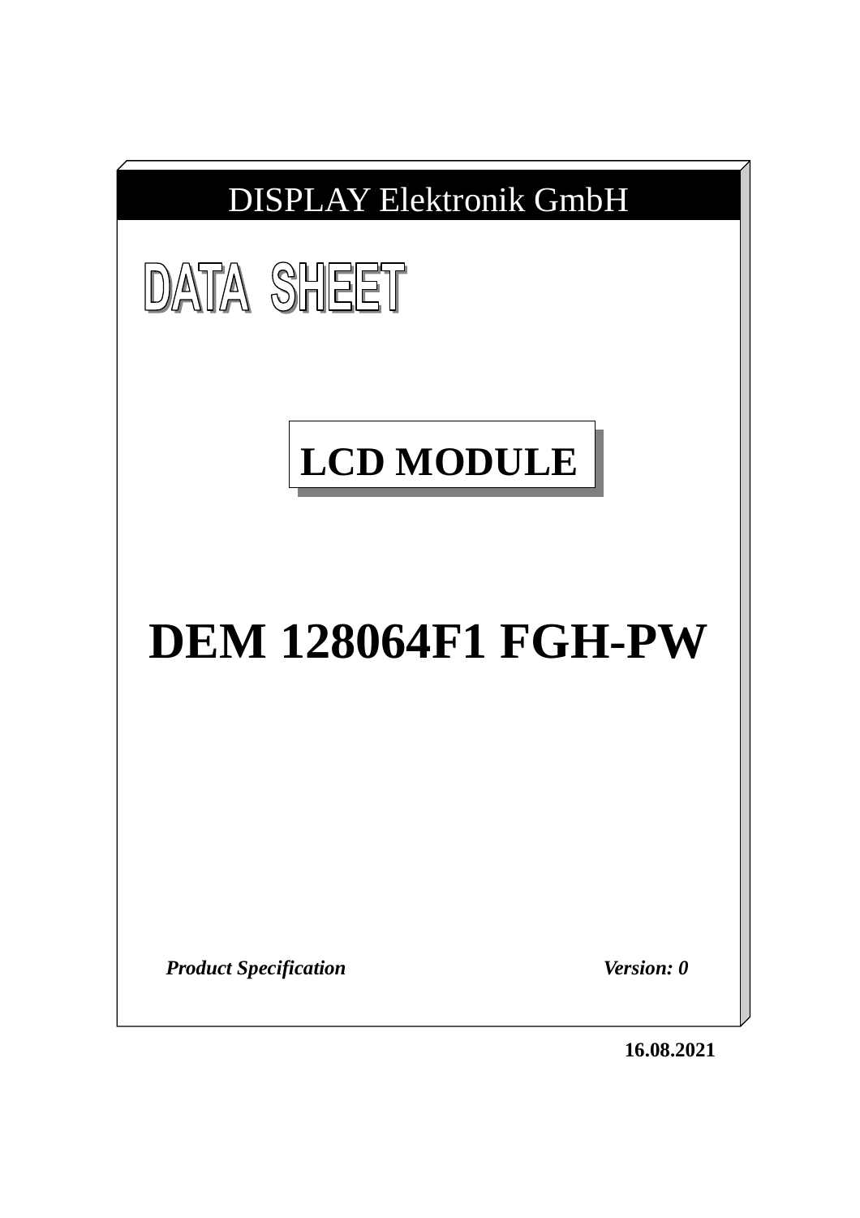DISPLAY Elektronik GmbH

# DATA SHEET

## LCD MODULE

# DEM 128064F1 FGH-PW

***Product Specification*** ***Version: 0***

**16.08.2021**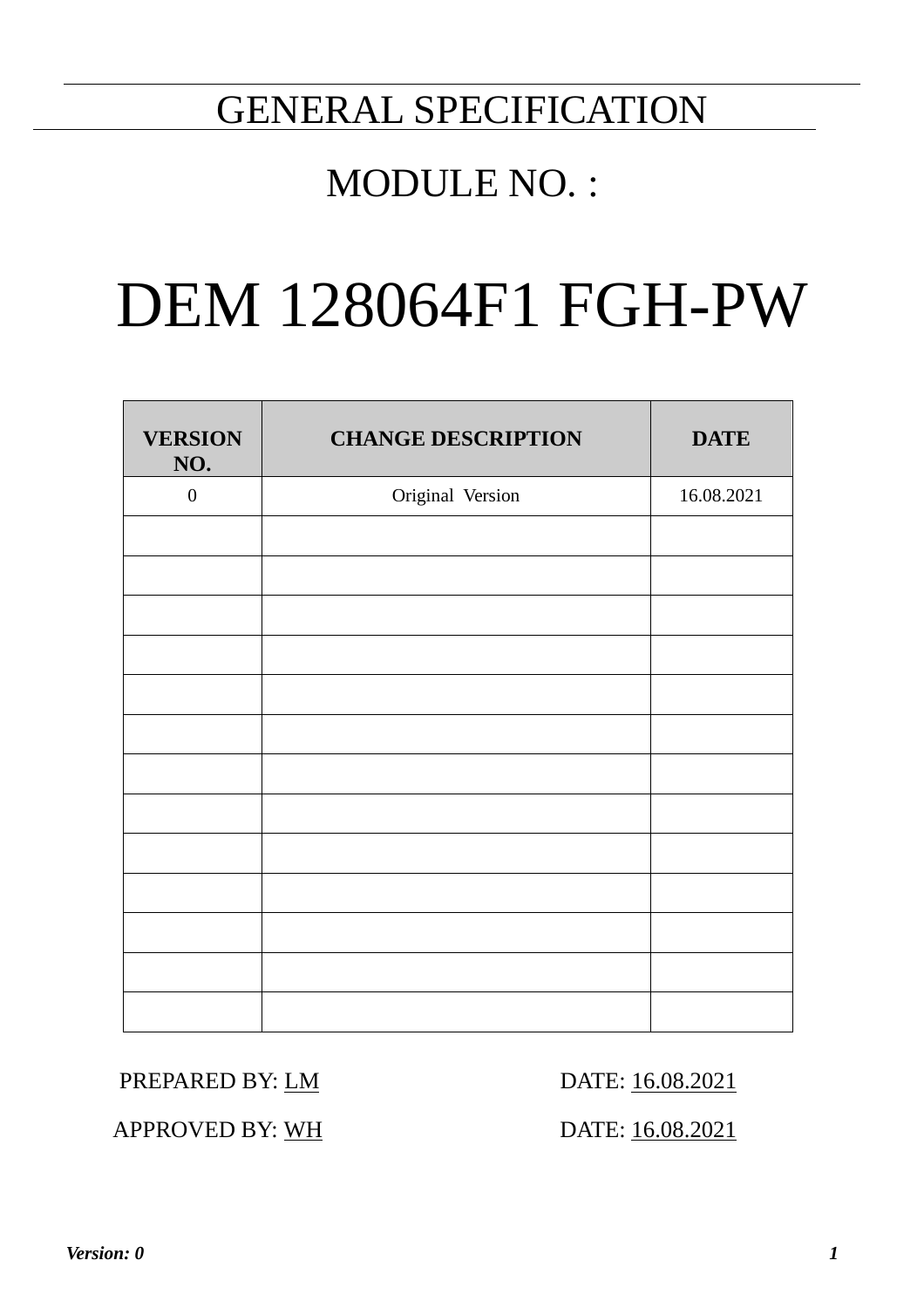# GENERAL SPECIFICATION

## MODULE NO. :

# DEM 128064F1 FGH-PW

| VERSION NO. | CHANGE DESCRIPTION | DATE |
|---|---|---|
| 0 | Original Version | 16.08.2021 |
| | | |
| | | |
| | | |
| | | |
| | | |
| | | |
| | | |
| | | |
| | | |
| | | |
| | | |
| | | |
| | | |

PREPARED BY: LM DATE: 16.08.2021

APPROVED BY: WH DATE: 16.08.2021

*Version: 0*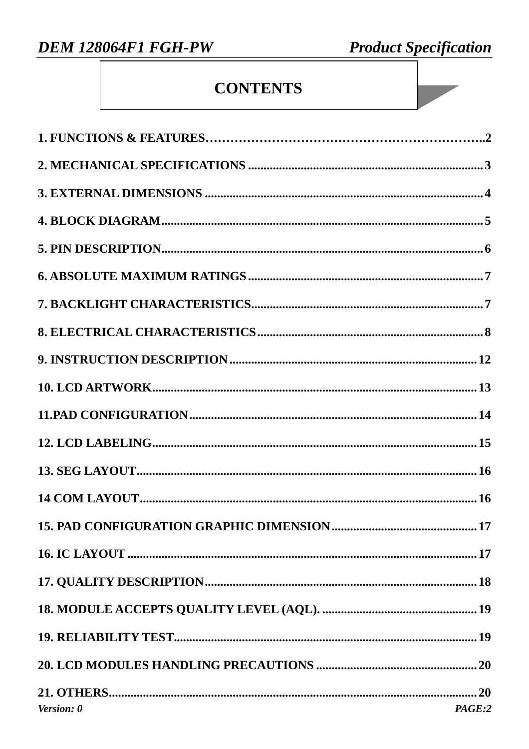# CONTENTS

1. FUNCTIONS & FEATURES……………………………………………………………..2

2. MECHANICAL SPECIFICATIONS ............................................................................ 3

3. EXTERNAL DIMENSIONS ......................................................................................... 4

4. BLOCK DIAGRAM....................................................................................................... 5

5. PIN DESCRIPTION....................................................................................................... 6

6. ABSOLUTE MAXIMUM RATINGS ............................................................................ 7

7. BACKLIGHT CHARACTERISTICS............................................................................ 7

8. ELECTRICAL CHARACTERISTICS .......................................................................... 8

9. INSTRUCTION DESCRIPTION ................................................................................ 12

10. LCD ARTWORK......................................................................................................... 13

11.PAD CONFIGURATION............................................................................................. 14

12. LCD LABELING......................................................................................................... 15

13. SEG LAYOUT.............................................................................................................. 16

14 COM LAYOUT............................................................................................................. 16

15. PAD CONFIGURATION GRAPHIC DIMENSION............................................... 17

16. IC LAYOUT ................................................................................................................. 17

17. QUALITY DESCRIPTION........................................................................................ 18

18. MODULE ACCEPTS QUALITY LEVEL (AQL). ................................................. 19

19. RELIABILITY TEST.................................................................................................. 19

20. LCD MODULES HANDLING PRECAUTIONS ................................................... 20

21. OTHERS....................................................................................................................... 20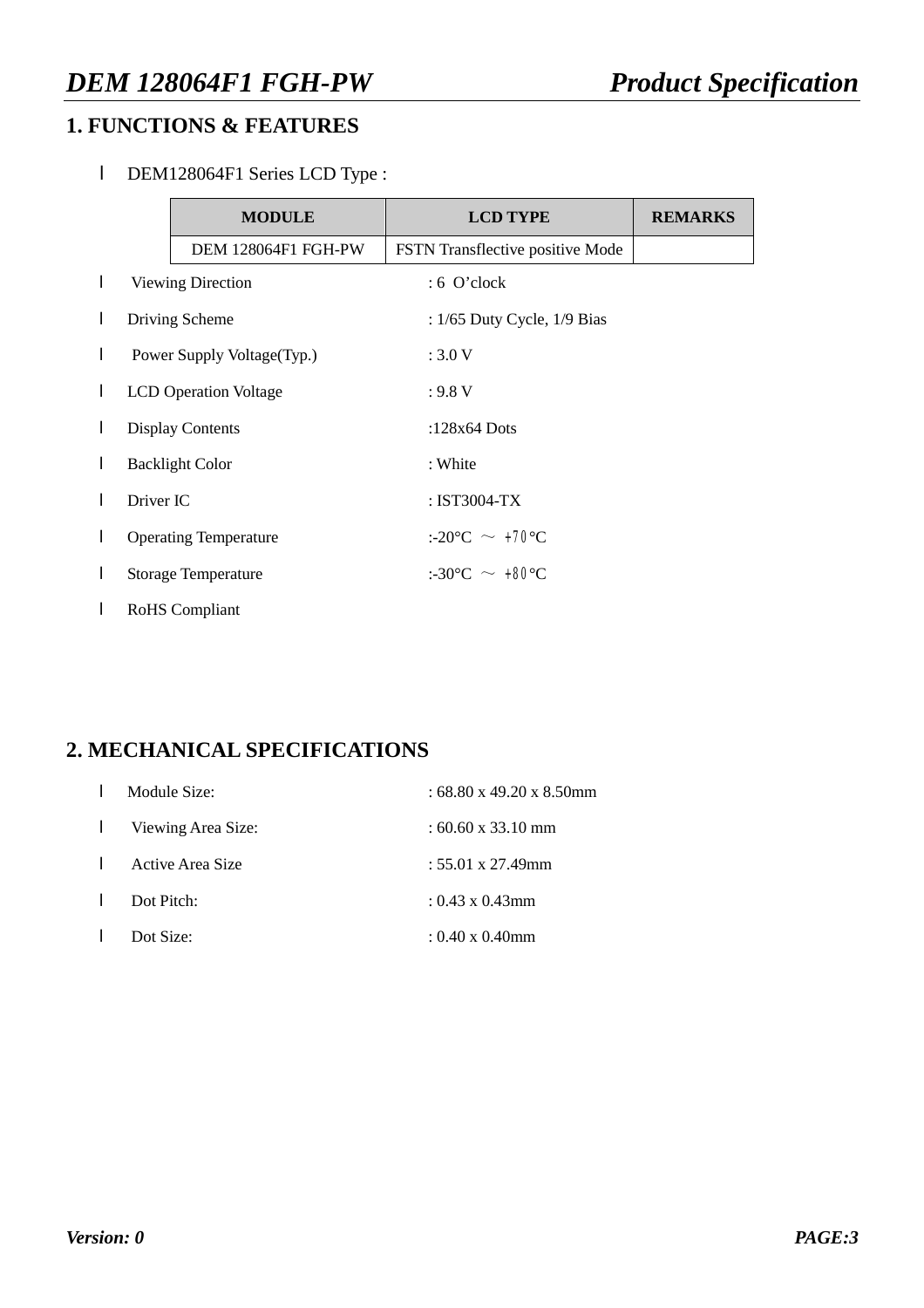## 1. FUNCTIONS & FEATURES

- DEM128064F1 Series LCD Type :

| MODULE | LCD TYPE | REMARKS |
|---|---|---|
| DEM 128064F1 FGH-PW | FSTN Transflective positive Mode | |

- Viewing Direction : 6 O'clock
- Driving Scheme : 1/65 Duty Cycle, 1/9 Bias
- Power Supply Voltage(Typ.) : 3.0 V
- LCD Operation Voltage : 9.8 V
- Display Contents :128x64 Dots
- Backlight Color : White
- Driver IC : IST3004-TX
- Operating Temperature :-20°C ～ +70°C
- Storage Temperature :-30°C ～ +80°C
- RoHS Compliant

## 2. MECHANICAL SPECIFICATIONS

- Module Size: : 68.80 x 49.20 x 8.50mm
- Viewing Area Size: : 60.60 x 33.10 mm
- Active Area Size : 55.01 x 27.49mm
- Dot Pitch: : 0.43 x 0.43mm
- Dot Size: : 0.40 x 0.40mm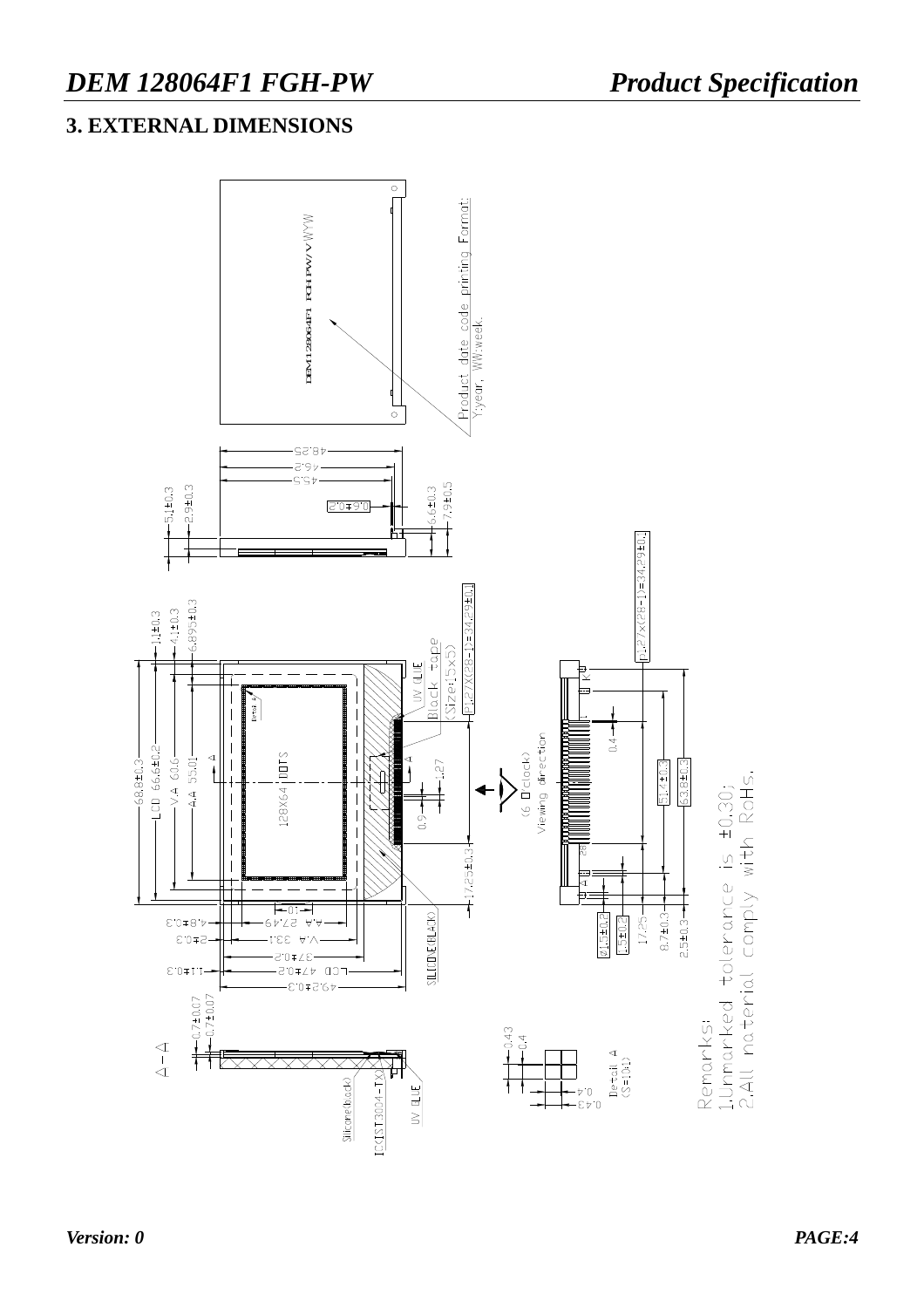## 3. EXTERNAL DIMENSIONS

Remarks:
1.Unmarked tolerance is ±0.30;
2.All material comply with RoHs.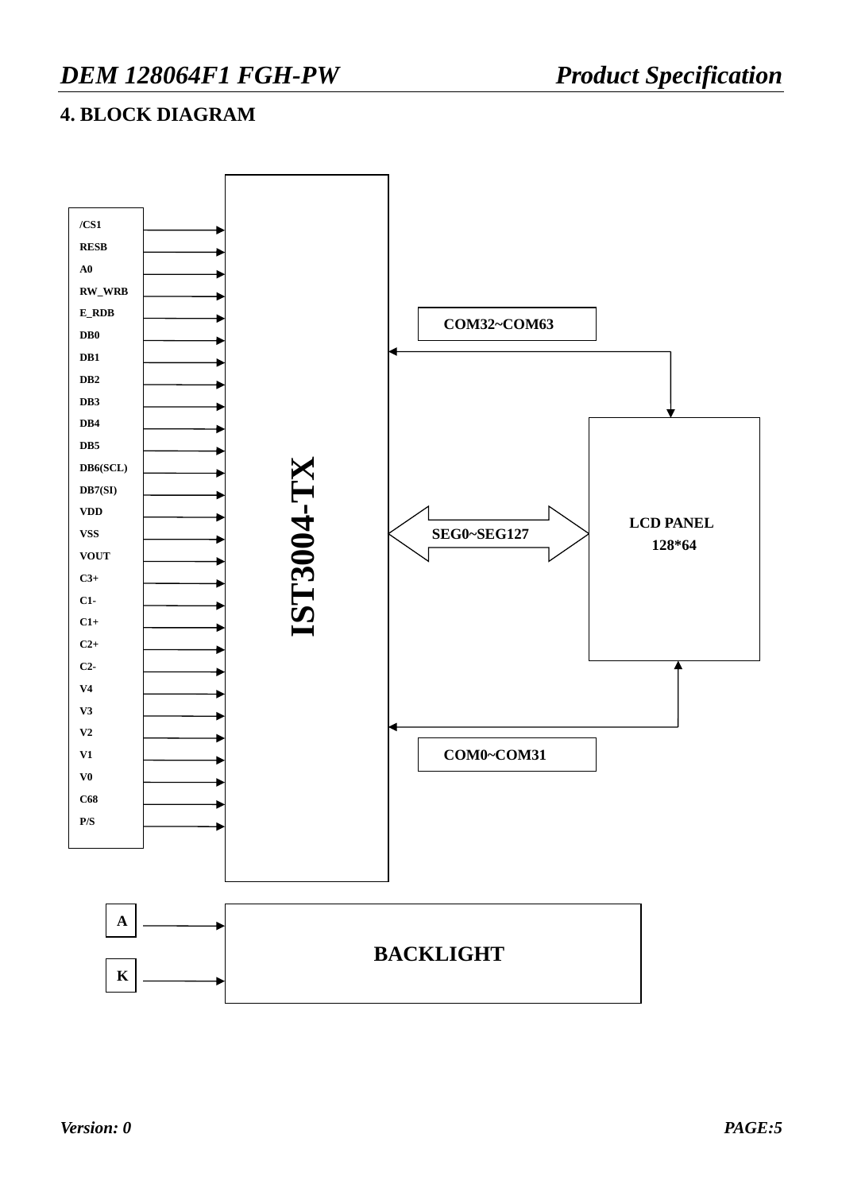## 4. BLOCK DIAGRAM

/CS1
RESB
A0
RW_WRB
E_RDB
DB0
DB1
DB2
DB3
DB4
DB5
DB6(SCL)
DB7(SI)
VDD
VSS
VOUT
C3+
C1-
C1+
C2+
C2-
V4
V3
V2
V1
V0
C68
P/S

IST3004-TX

COM32~COM63

SEG0~SEG127

LCD PANEL
128*64

COM0~COM31

A

K

BACKLIGHT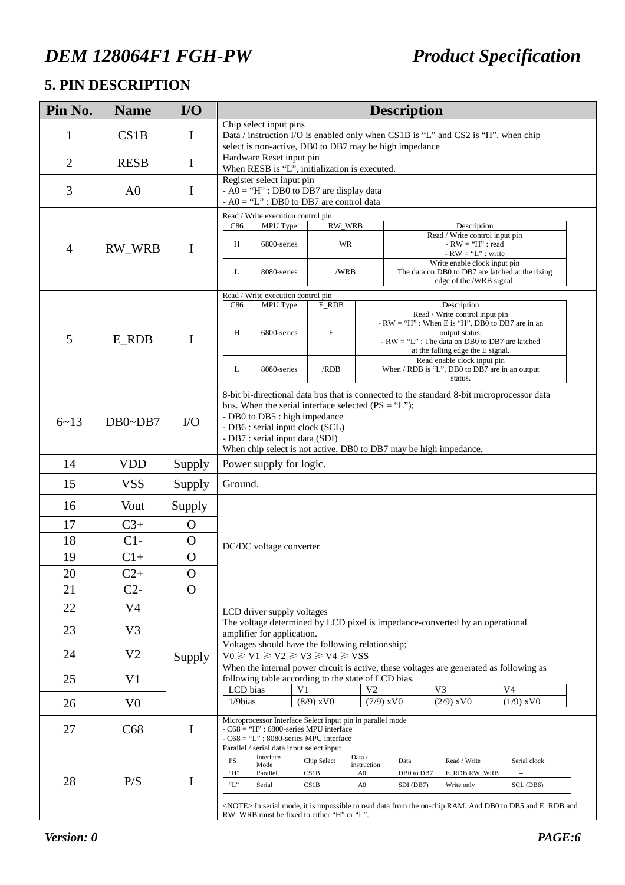## 5. PIN DESCRIPTION

| Pin No. | Name | I/O | Description |
|---|---|---|---|
| 1 | CS1B | I | Chip select input pins<br>Data / instruction I/O is enabled only when CS1B is “L” and CS2 is “H”. when chip select is non-active, DB0 to DB7 may be high impedance |
| 2 | RESB | I | Hardware Reset input pin<br>When RESB is “L”, initialization is executed. |
| 3 | A0 | I | Register select input pin<br>- A0 = “H” : DB0 to DB7 are display data<br>- A0 = “L” : DB0 to DB7 are control data |
| 4 | RW_WRB | I | Read / Write execution control pin<br>C86 / MPU Type / RW_WRB / Description:<br>H / 6800-series / WR / Read / Write control input pin - RW = “H” : read - RW = “L” : write<br>L / 8080-series / /WRB / Write enable clock input pin The data on DB0 to DB7 are latched at the rising edge of the /WRB signal. |
| 5 | E_RDB | I | Read / Write execution control pin<br>C86 / MPU Type / E_RDB / Description:<br>H / 6800-series / E / Read / Write control input pin - RW = “H” : When E is “H”, DB0 to DB7 are in an output status. - RW = “L” : The data on DB0 to DB7 are latched at the falling edge the E signal.<br>L / 8080-series / /RDB / Read enable clock input pin When / RDB is “L”, DB0 to DB7 are in an output status. |
| 6~13 | DB0~DB7 | I/O | 8-bit bi-directional data bus that is connected to the standard 8-bit microprocessor data bus. When the serial interface selected (PS = “L”);<br>- DB0 to DB5 : high impedance<br>- DB6 : serial input clock (SCL)<br>- DB7 : serial input data (SDI)<br>When chip select is not active, DB0 to DB7 may be high impedance. |
| 14 | VDD | Supply | Power supply for logic. |
| 15 | VSS | Supply | Ground. |
| 16 | Vout | Supply | DC/DC voltage converter |
| 17 | C3+ | O | |
| 18 | C1- | O | |
| 19 | C1+ | O | |
| 20 | C2+ | O | |
| 21 | C2- | O | |
| 22 | V4 | Supply | LCD driver supply voltages<br>The voltage determined by LCD pixel is impedance-converted by an operational amplifier for application.<br>Voltages should have the following relationship;<br>V0 ≥ V1 ≥ V2 ≥ V3 ≥ V4 ≥ VSS<br>When the internal power circuit is active, these voltages are generated as following as following table according to the state of LCD bias.<br>LCD bias / V1 / V2 / V3 / V4:<br>1/9bias / (8/9) xV0 / (7/9) xV0 / (2/9) xV0 / (1/9) xV0 |
| 23 | V3 | | |
| 24 | V2 | | |
| 25 | V1 | | |
| 26 | V0 | | |
| 27 | C68 | I | Microprocessor Interface Select input pin in parallel mode<br>- C68 = “H” : 6800-series MPU interface<br>- C68 = “L” : 8080-series MPU interface |
| 28 | P/S | I | Parallel / serial data input select input<br>PS / Interface Mode / Chip Select / Data / instruction / Data / Read / Write / Serial clock:<br>“H” / Parallel / CS1B / A0 / DB0 to DB7 / E_RDB RW_WRB / --<br>“L” / Serial / CS1B / A0 / SDI (DB7) / Write only / SCL (DB6)<br><NOTE> In serial mode, it is impossible to read data from the on-chip RAM. And DB0 to DB5 and E_RDB and RW_WRB must be fixed to either “H” or “L”. |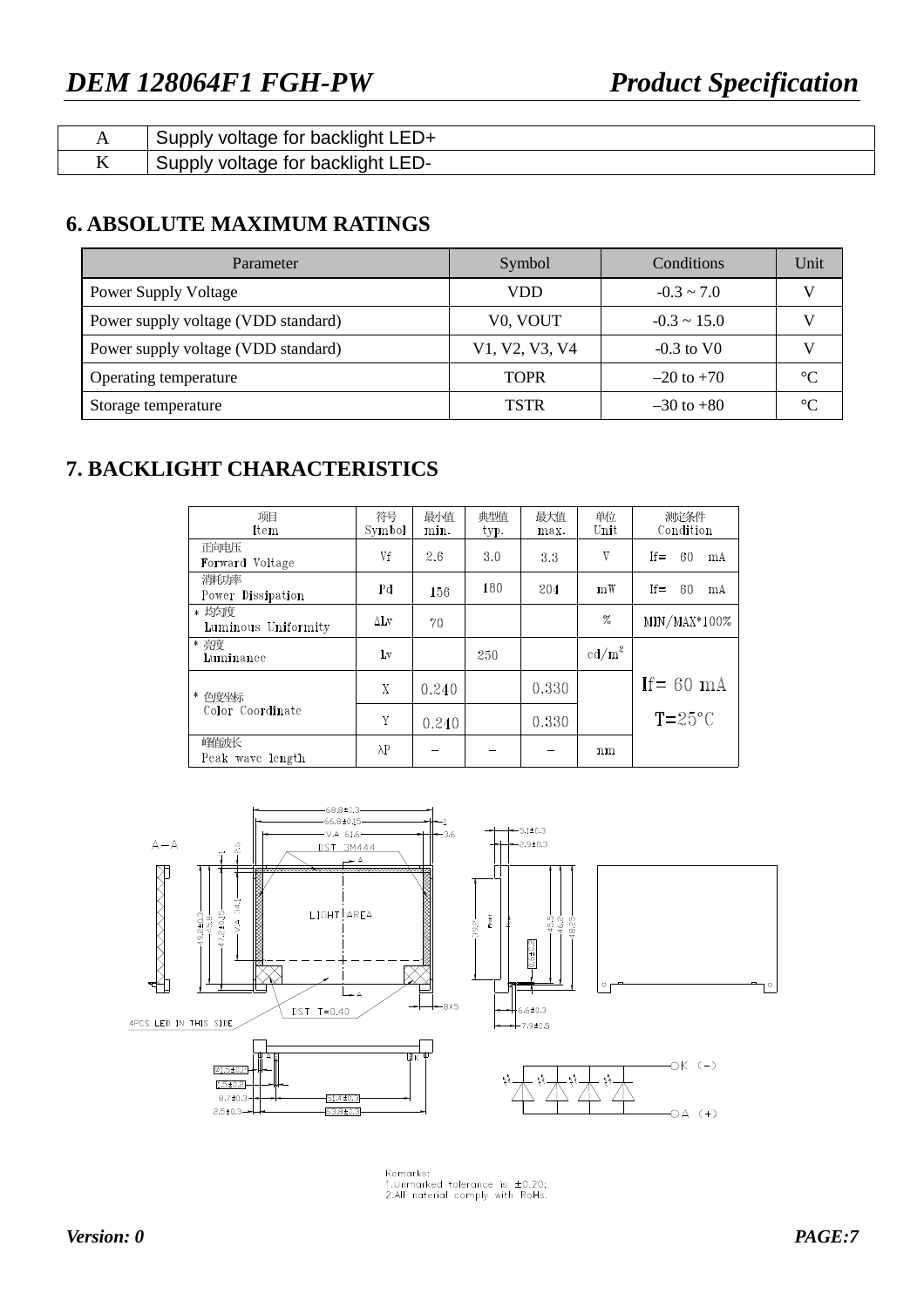| A | Supply voltage for backlight LED+ |
|---|---|
| K | Supply voltage for backlight LED- |

## 6. ABSOLUTE MAXIMUM RATINGS

| Parameter | Symbol | Conditions | Unit |
|---|---|---|---|
| Power Supply Voltage | VDD | -0.3 ~ 7.0 | V |
| Power supply voltage (VDD standard) | V0, VOUT | -0.3 ~ 15.0 | V |
| Power supply voltage (VDD standard) | V1, V2, V3, V4 | -0.3 to V0 | V |
| Operating temperature | TOPR | –20 to +70 | ℃ |
| Storage temperature | TSTR | –30 to +80 | ℃ |

## 7. BACKLIGHT CHARACTERISTICS

| 项目 Item | 符号 Symbol | 最小值 min. | 典型值 typ. | 最大值 max. | 单位 Unit | 测定条件 Condition |
|---|---|---|---|---|---|---|
| 正向电压 Forward Voltage | Vf | 2.6 | 3.0 | 3.3 | V | If= 60 mA |
| 消耗功率 Power Dissipation | Pd | 156 | 180 | 204 | mW | If= 60 mA |
| * 均匀度 Luminous Uniformity | ΔLv | 70 | | | % | MIN/MAX*100% |
| * 亮度 Luminance | Lv | | 250 | | $cd/m^2$ | If= 60 mA T=25°C |
| * 色度坐标 Color Coordinate | X | 0.240 | | 0.330 | | |
| | Y | 0.240 | | 0.330 | | |
| 峰值波长 Peak wave length | λP | – | – | – | nm | |

Remarks:
1.Unmarked tolerance is ±0.20;
2.All material comply with RoHs.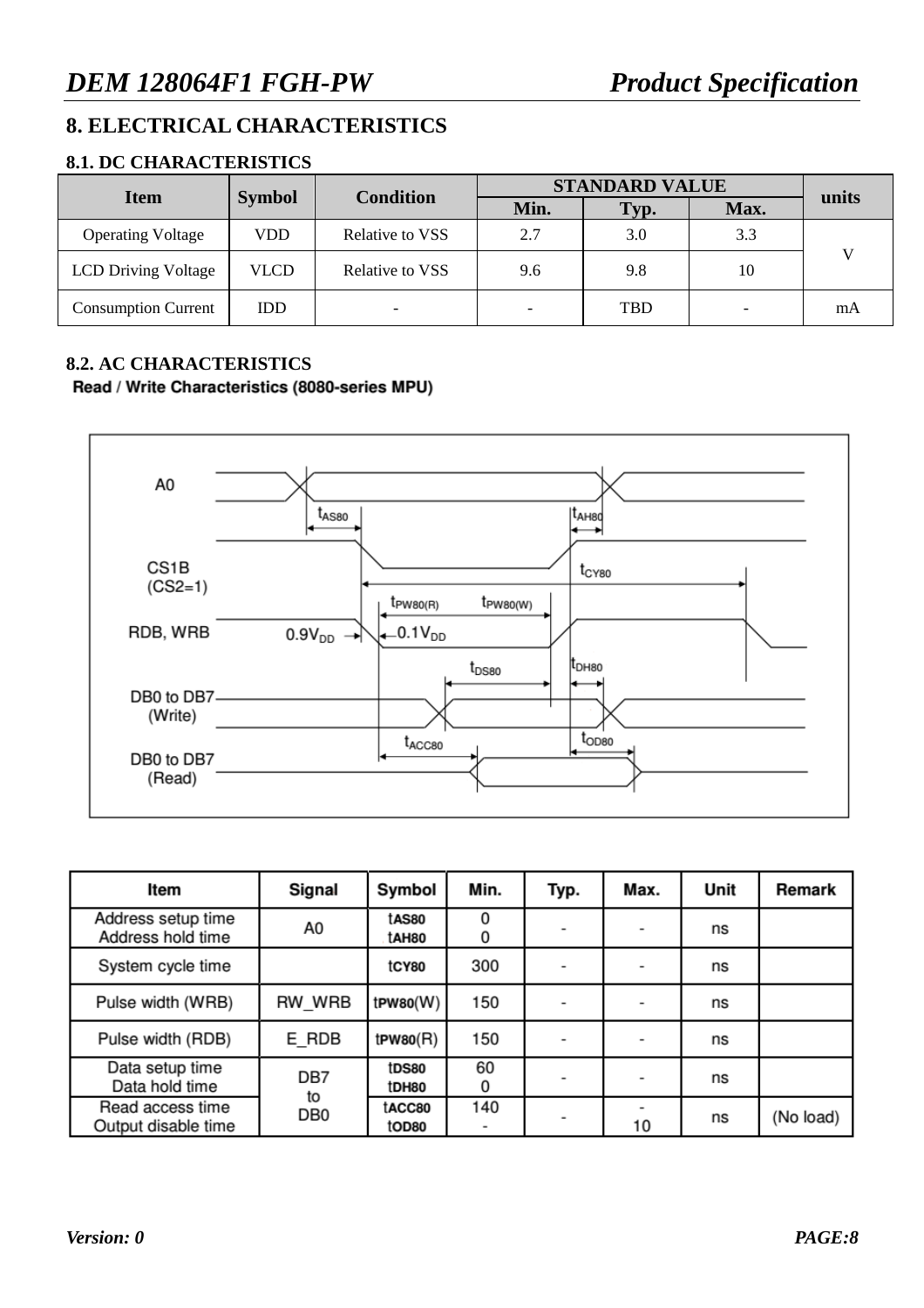# 8. ELECTRICAL CHARACTERISTICS

## 8.1. DC CHARACTERISTICS

| Item | Symbol | Condition | STANDARD VALUE | | | units |
|---|---|---|---|---|---|---|
| | | | Min. | Typ. | Max. | |
| Operating Voltage | VDD | Relative to VSS | 2.7 | 3.0 | 3.3 | V |
| LCD Driving Voltage | VLCD | Relative to VSS | 9.6 | 9.8 | 10 | V |
| Consumption Current | IDD | - | - | TBD | - | mA |

## 8.2. AC CHARACTERISTICS

**Read / Write Characteristics (8080-series MPU)**

| Item | Signal | Symbol | Min. | Typ. | Max. | Unit | Remark |
|---|---|---|---|---|---|---|---|
| Address setup time<br>Address hold time | A0 | $t_{AS80}$<br>$t_{AH80}$ | 0<br>0 | - | - | ns | |
| System cycle time | | $t_{CY80}$ | 300 | - | - | ns | |
| Pulse width (WRB) | RW_WRB | $t_{PW80}$(W) | 150 | - | - | ns | |
| Pulse width (RDB) | E_RDB | $t_{PW80}$(R) | 150 | - | - | ns | |
| Data setup time<br>Data hold time | DB7 to DB0 | $t_{DS80}$<br>$t_{DH80}$ | 60<br>0 | - | - | ns | |
| Read access time<br>Output disable time | DB7 to DB0 | $t_{ACC80}$<br>$t_{OD80}$ | 140<br>- | - | -<br>10 | ns | (No load) |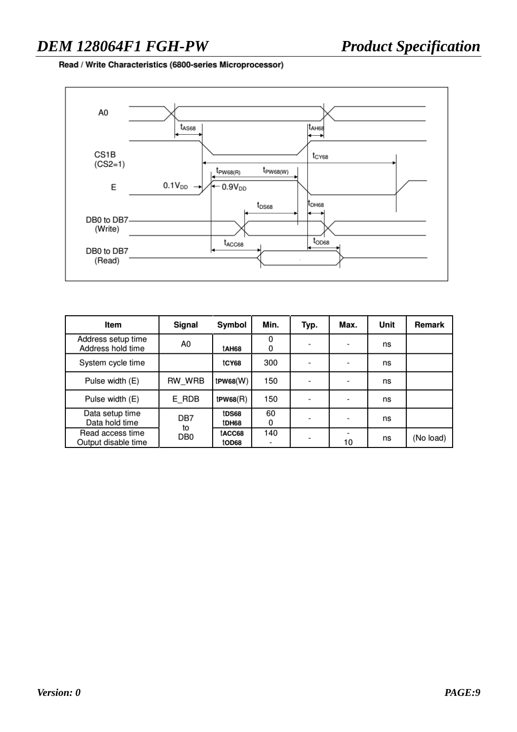**Read / Write Characteristics (6800-series Microprocessor)**

| Item | Signal | Symbol | Min. | Typ. | Max. | Unit | Remark |
|---|---|---|---|---|---|---|---|
| Address setup time<br>Address hold time | A0 | tAH68 | 0<br>0 | - | - | ns | |
| System cycle time | | tCY68 | 300 | - | - | ns | |
| Pulse width (E) | RW_WRB | tPW68(W) | 150 | - | - | ns | |
| Pulse width (E) | E_RDB | tPW68(R) | 150 | - | - | ns | |
| Data setup time<br>Data hold time | DB7<br>to<br>DB0 | tDS68<br>tDH68 | 60<br>0 | - | - | ns | |
| Read access time<br>Output disable time | | tACC68<br>tOD68 | 140<br>- | - | -<br>10 | ns | (No load) |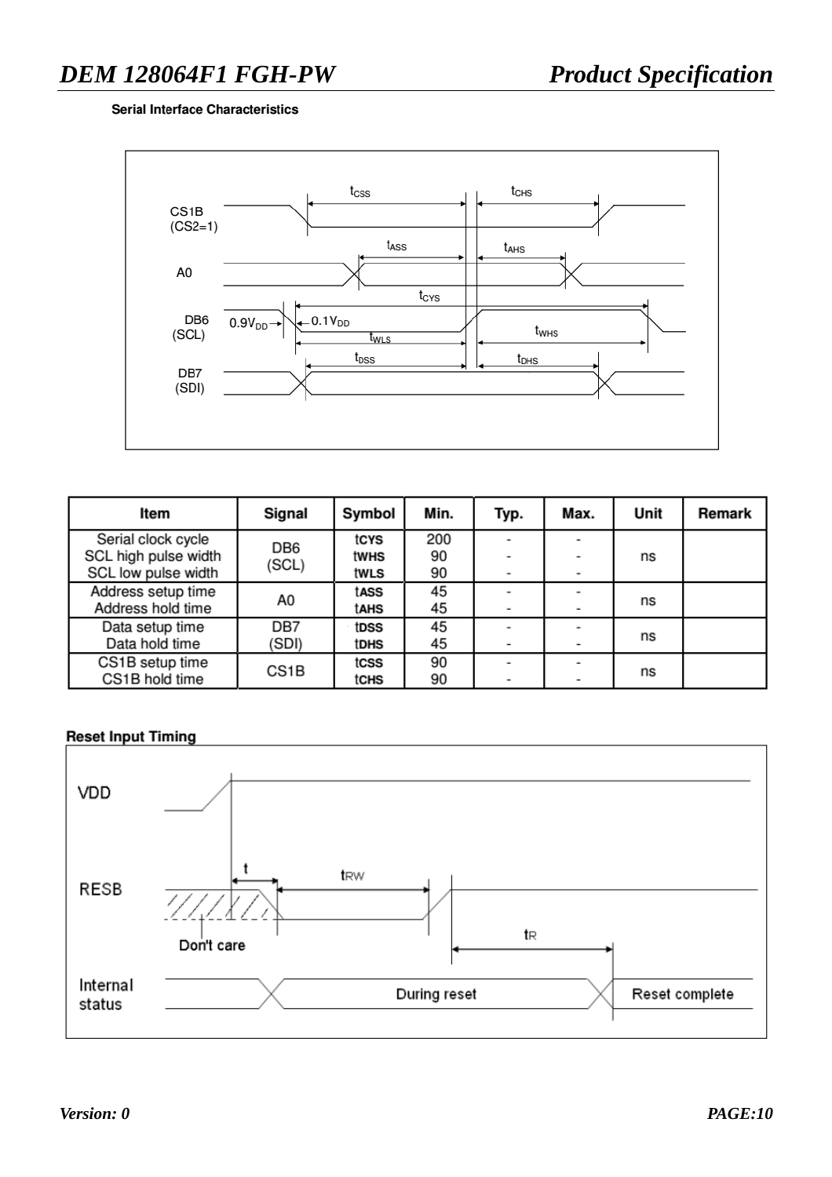**Serial Interface Characteristics**

| Item | Signal | Symbol | Min. | Typ. | Max. | Unit | Remark |
|---|---|---|---|---|---|---|---|
| Serial clock cycle<br>SCL high pulse width<br>SCL low pulse width | DB6<br>(SCL) | tCYS<br>tWHS<br>tWLS | 200<br>90<br>90 | -<br>-<br>- | -<br>-<br>- | ns | |
| Address setup time<br>Address hold time | A0 | tASS<br>tAHS | 45<br>45 | -<br>- | -<br>- | ns | |
| Data setup time<br>Data hold time | DB7<br>(SDI) | tDSS<br>tDHS | 45<br>45 | -<br>- | -<br>- | ns | |
| CS1B setup time<br>CS1B hold time | CS1B | tCSS<br>tCHS | 90<br>90 | -<br>- | -<br>- | ns | |

**Reset Input Timing**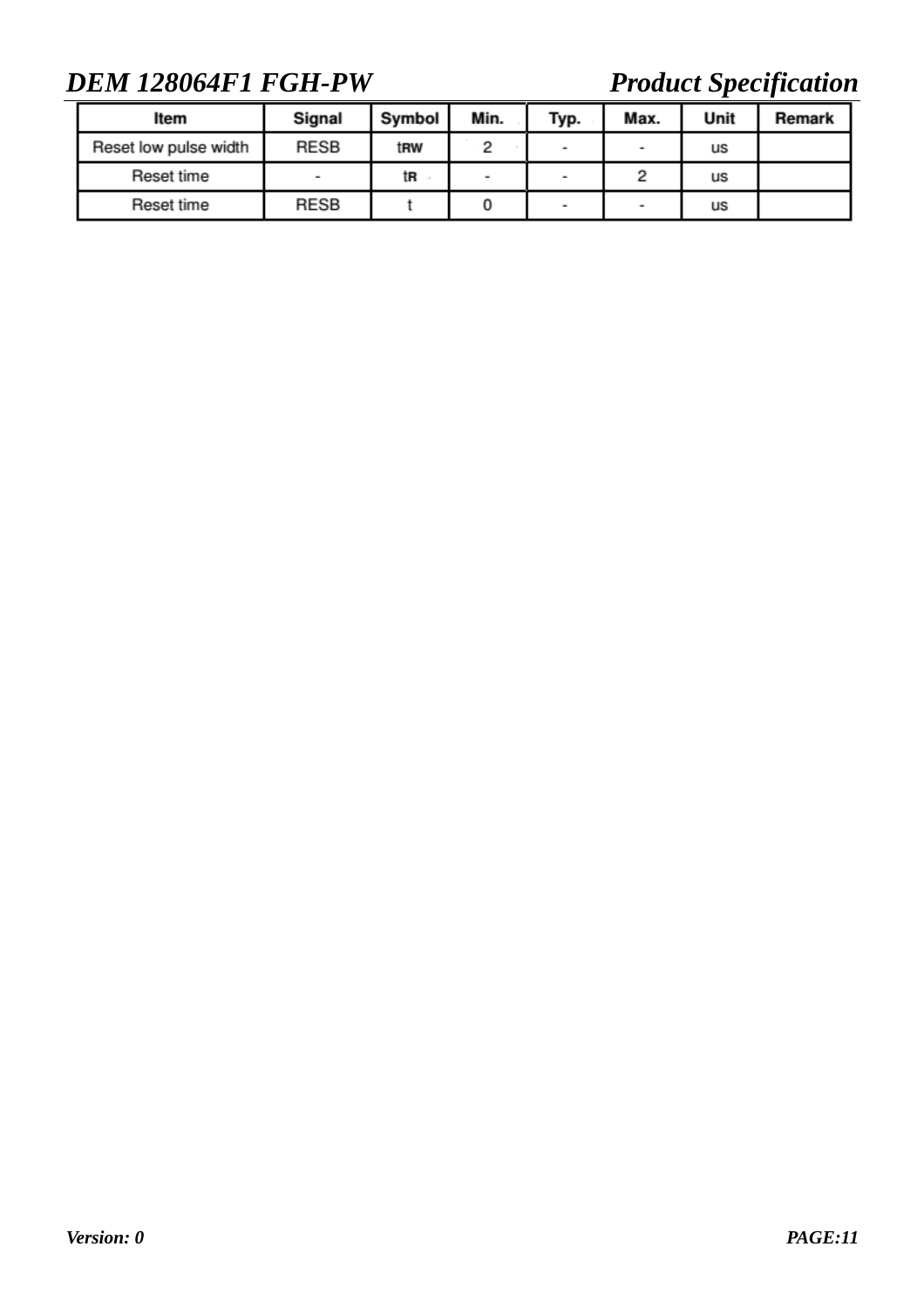| Item | Signal | Symbol | Min. | Typ. | Max. | Unit | Remark |
| --- | --- | --- | --- | --- | --- | --- | --- |
| Reset low pulse width | RESB | $t_{RW}$ | 2 | - | - | us | |
| Reset time | - | $t_{R}$ | - | - | 2 | us | |
| Reset time | RESB | t | 0 | - | - | us | |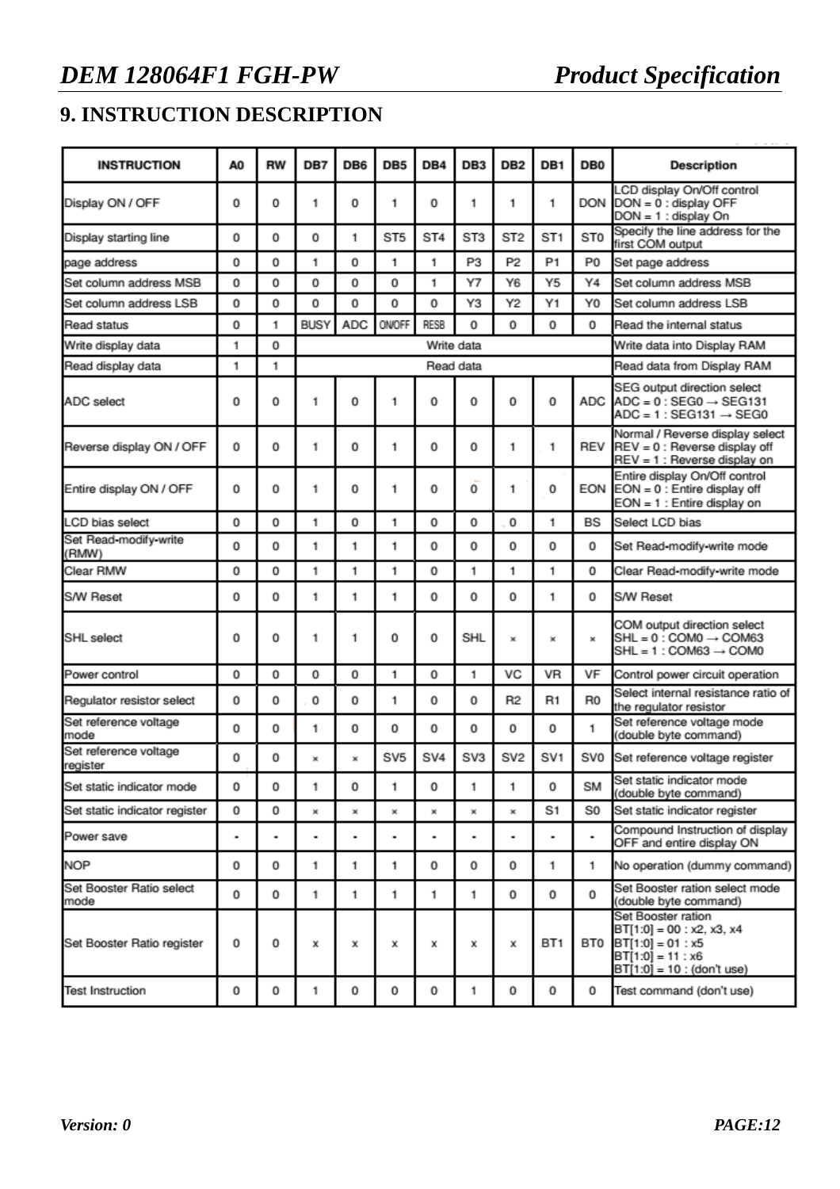## 9. INSTRUCTION DESCRIPTION

| INSTRUCTION | A0 | RW | DB7 | DB6 | DB5 | DB4 | DB3 | DB2 | DB1 | DB0 | Description |
|---|---|---|---|---|---|---|---|---|---|---|---|
| Display ON / OFF | 0 | 0 | 1 | 0 | 1 | 0 | 1 | 1 | 1 | DON | LCD display On/Off control DON = 0 : display OFF DON = 1 : display On |
| Display starting line | 0 | 0 | 0 | 1 | ST5 | ST4 | ST3 | ST2 | ST1 | ST0 | Specify the line address for the first COM output |
| page address | 0 | 0 | 1 | 0 | 1 | 1 | P3 | P2 | P1 | P0 | Set page address |
| Set column address MSB | 0 | 0 | 0 | 0 | 0 | 1 | Y7 | Y6 | Y5 | Y4 | Set column address MSB |
| Set column address LSB | 0 | 0 | 0 | 0 | 0 | 0 | Y3 | Y2 | Y1 | Y0 | Set column address LSB |
| Read status | 0 | 1 | BUSY | ADC | ON/OFF | RESB | 0 | 0 | 0 | 0 | Read the internal status |
| Write display data | 1 | 0 | Write data | | | | | | | | Write data into Display RAM |
| Read display data | 1 | 1 | Read data | | | | | | | | Read data from Display RAM |
| ADC select | 0 | 0 | 1 | 0 | 1 | 0 | 0 | 0 | 0 | ADC | SEG output direction select ADC = 0 : SEG0 → SEG131 ADC = 1 : SEG131 → SEG0 |
| Reverse display ON / OFF | 0 | 0 | 1 | 0 | 1 | 0 | 0 | 1 | 1 | REV | Normal / Reverse display select REV = 0 : Reverse display off REV = 1 : Reverse display on |
| Entire display ON / OFF | 0 | 0 | 1 | 0 | 1 | 0 | 0 | 1 | 0 | EON | Entire display On/Off control EON = 0 : Entire display off EON = 1 : Entire display on |
| LCD bias select | 0 | 0 | 1 | 0 | 1 | 0 | 0 | 0 | 1 | BS | Select LCD bias |
| Set Read-modify-write (RMW) | 0 | 0 | 1 | 1 | 1 | 0 | 0 | 0 | 0 | 0 | Set Read-modify-write mode |
| Clear RMW | 0 | 0 | 1 | 1 | 1 | 0 | 1 | 1 | 1 | 0 | Clear Read-modify-write mode |
| S/W Reset | 0 | 0 | 1 | 1 | 1 | 0 | 0 | 0 | 1 | 0 | S/W Reset |
| SHL select | 0 | 0 | 1 | 1 | 0 | 0 | SHL | × | × | × | COM output direction select SHL = 0 : COM0 → COM63 SHL = 1 : COM63 → COM0 |
| Power control | 0 | 0 | 0 | 0 | 1 | 0 | 1 | VC | VR | VF | Control power circuit operation |
| Regulator resistor select | 0 | 0 | 0 | 0 | 1 | 0 | 0 | R2 | R1 | R0 | Select internal resistance ratio of the regulator resistor |
| Set reference voltage mode | 0 | 0 | 1 | 0 | 0 | 0 | 0 | 0 | 0 | 1 | Set reference voltage mode (double byte command) |
| Set reference voltage register | 0 | 0 | × | × | SV5 | SV4 | SV3 | SV2 | SV1 | SV0 | Set reference voltage register |
| Set static indicator mode | 0 | 0 | 1 | 0 | 1 | 0 | 1 | 1 | 0 | SM | Set static indicator mode (double byte command) |
| Set static indicator register | 0 | 0 | × | × | × | × | × | × | S1 | S0 | Set static indicator register |
| Power save | - | - | - | - | - | - | - | - | - | - | Compound Instruction of display OFF and entire display ON |
| NOP | 0 | 0 | 1 | 1 | 1 | 0 | 0 | 0 | 1 | 1 | No operation (dummy command) |
| Set Booster Ratio select mode | 0 | 0 | 1 | 1 | 1 | 1 | 1 | 0 | 0 | 0 | Set Booster ration select mode (double byte command) |
| Set Booster Ratio register | 0 | 0 | x | x | x | x | x | x | BT1 | BT0 | Set Booster ration BT[1:0] = 00 : x2, x3, x4 BT[1:0] = 01 : x5 BT[1:0] = 11 : x6 BT[1:0] = 10 : (don't use) |
| Test Instruction | 0 | 0 | 1 | 0 | 0 | 0 | 1 | 0 | 0 | 0 | Test command (don't use) |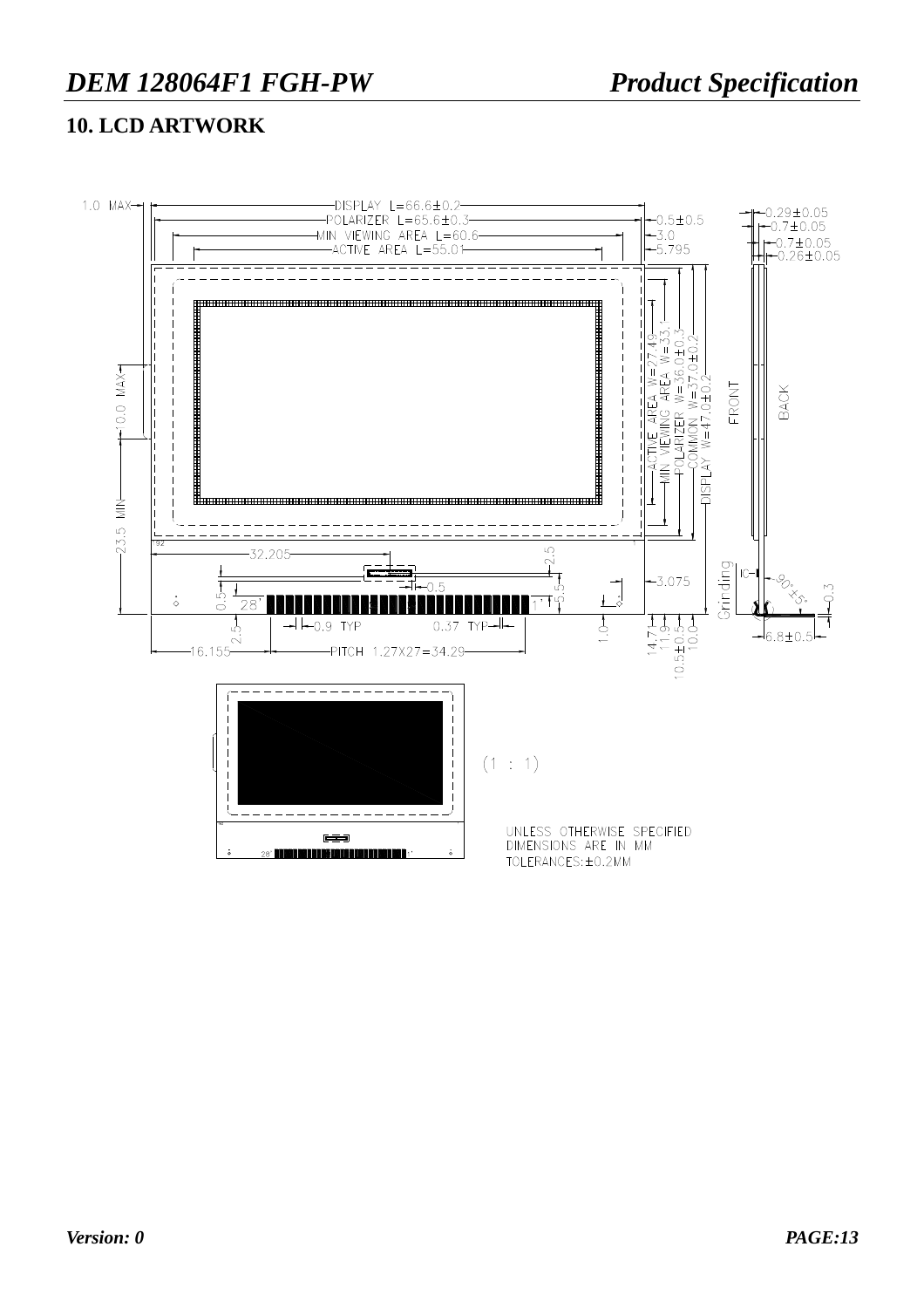## 10. LCD ARTWORK

1.0 MAX

DISPLAY L=66.6±0.2

POLARIZER L=65.6±0.3

MIN VIEWING AREA L=60.6

ACTIVE AREA L=55.01

0.5±0.5

3.0

5.795

0.29±0.05

0.7±0.05

0.7±0.05

0.26±0.05

10.0 MAX

23.5 MIN

ACTIVE AREA W=27.49

MIN VIEWING AREA W=33.1

POLARIZER W=36.0±0.3

COMMON W=37.0±0.2

DISPLAY W=47.0±0.2

FRONT

BACK

32.205

2.5

0.5

3.075

5.5

0.5

28

1

Grinding

IC

90°±5°

0.3

2.5

0.9 TYP

0.37 TYP

1.0

14.7

11.9

10.5±0.5

10.0

6.8±0.5

16.155

PITCH 1.27X27=34.29

(1 : 1)

UNLESS OTHERWISE SPECIFIED
DIMENSIONS ARE IN MM
TOLERANCES:±0.2MM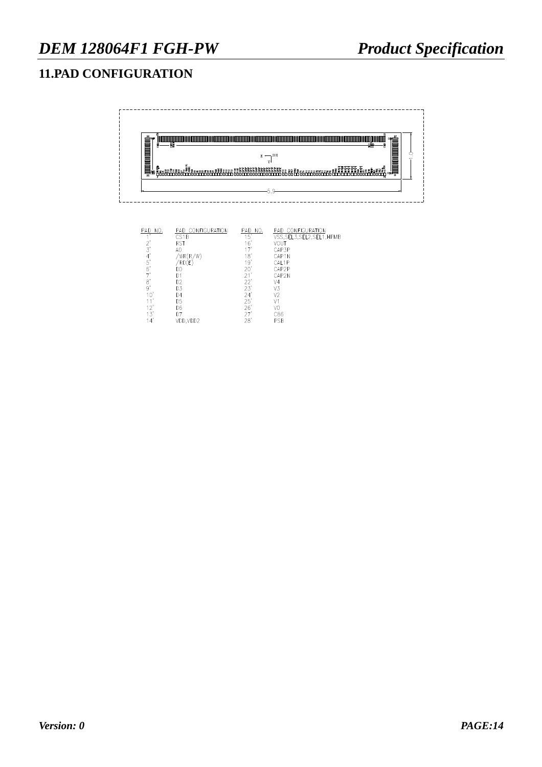## 11.PAD CONFIGURATION

| PAD NO. | PAD CONFIGURATION | PAD NO. | PAD CONFIGURATION |
|---|---|---|---|
| 1' | CS1B | 15' | VSS,SEL3,SEL2,SEL1,HPMB |
| 2' | RST | 16' | VOUT |
| 3' | A0 | 17' | CAP3P |
| 4' | /WR(R/W) | 18' | CAP1N |
| 5' | /RD(E) | 19' | CAL1P |
| 6' | D0 | 20' | CAP2P |
| 7' | D1 | 21' | CAP2N |
| 8' | D2 | 22' | V4 |
| 9' | D3 | 23' | V3 |
| 10' | D4 | 24' | V2 |
| 11' | D5 | 25' | V1 |
| 12' | D6 | 26' | V0 |
| 13' | D7 | 27' | C86 |
| 14' | VDD,VDD2 | 28' | PSB |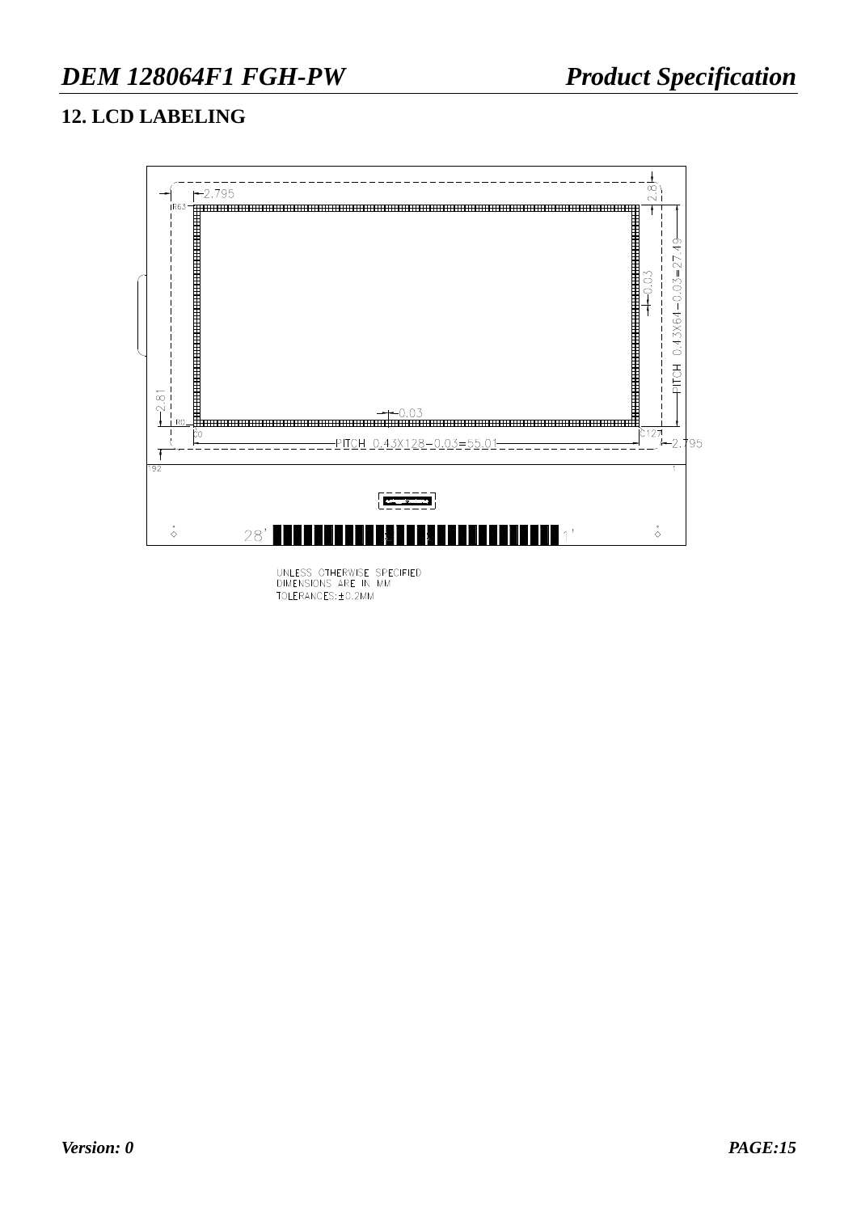## 12. LCD LABELING

UNLESS OTHERWISE SPECIFIED
DIMENSIONS ARE IN MM
TOLERANCES:±0.2MM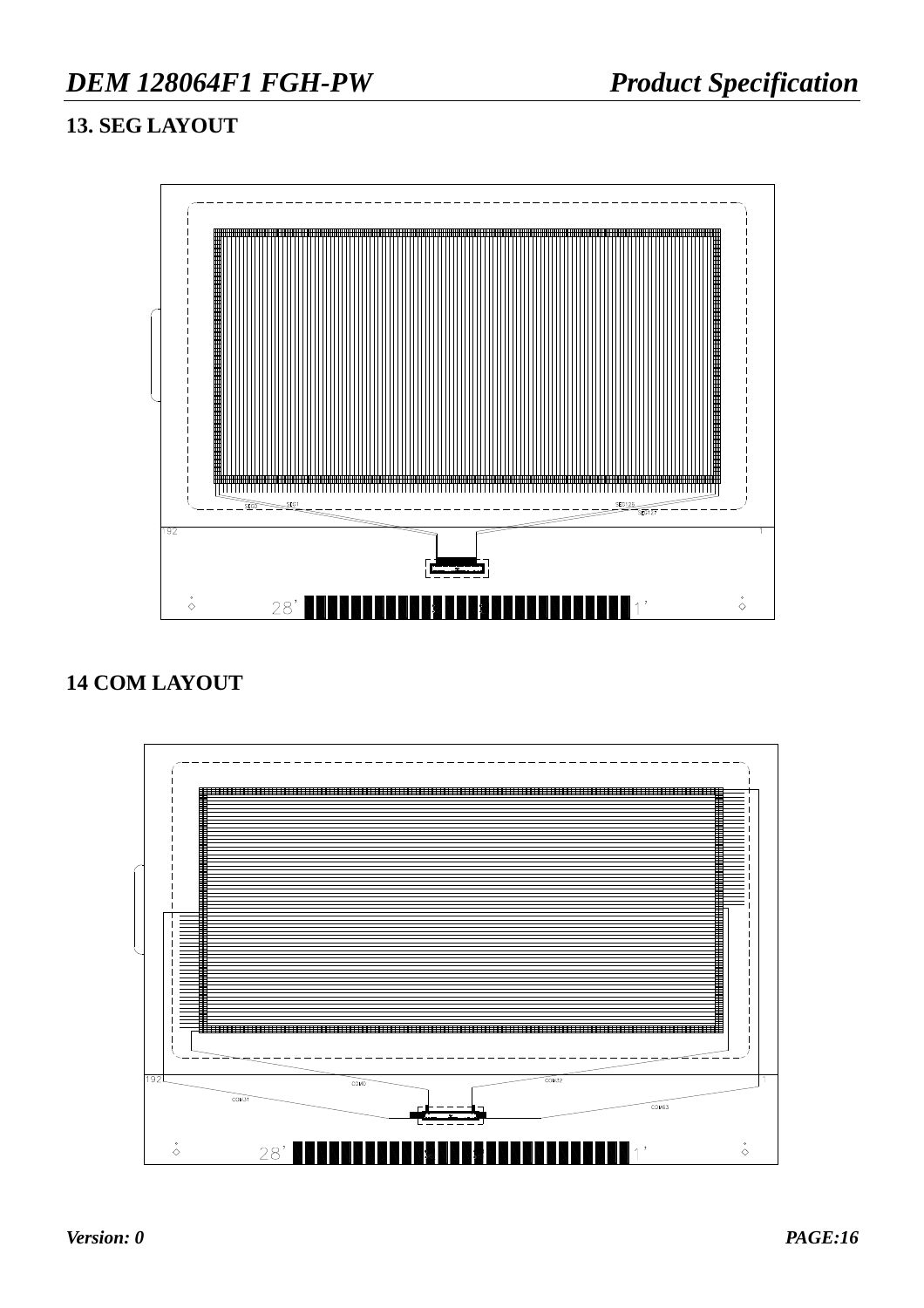## 13. SEG LAYOUT

## 14 COM LAYOUT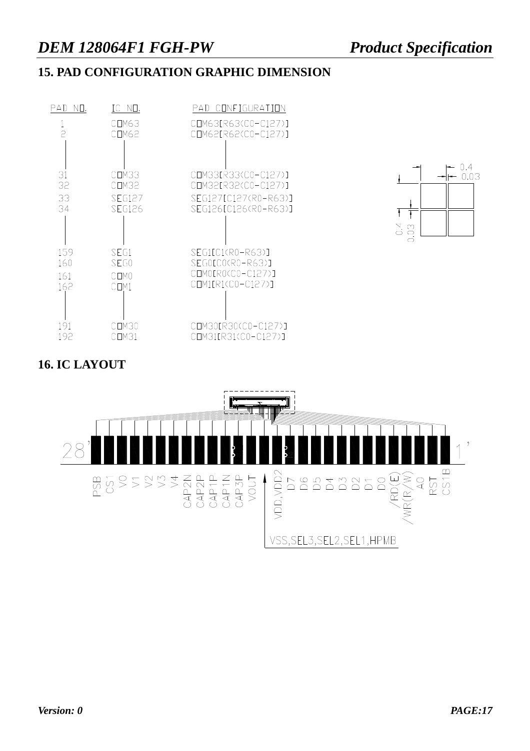## 15. PAD CONFIGURATION GRAPHIC DIMENSION

| PAD NO. | IC NO. | PAD CONFIGURATION |
|---|---|---|
| 1 | COM63 | COM63[R63(C0-C127)] |
| 2 | COM62 | COM62[R62(C0-C127)] |
| \| | \| | \| |
| 31 | COM33 | COM33[R33(C0-C127)] |
| 32 | COM32 | COM32[R32(C0-C127)] |
| 33 | SEG127 | SEG127[C127(R0-R63)] |
| 34 | SEG126 | SEG126[C126(R0-R63)] |
| \| | \| | \| |
| 159 | SEG1 | SEG1[C1(R0-R63)] |
| 160 | SEG0 | SEG0[C0(R0-R63)] |
| 161 | COM0 | COM0[R0(C0-C127)] |
| 162 | COM1 | COM1[R1(C0-C127)] |
| \| | \| | \| |
| 191 | COM30 | COM30[R30(C0-C127)] |
| 192 | COM31 | COM31[R31(C0-C127)] |

0.4
0.03
0.4
0.03

## 16. IC LAYOUT

28' 1'

PSB CS1 V0 V1 V2 V3 V4 CAP2N CAP2P CAP1P CAP1N CAP3P VOUT VDD,VDD2 D7 D6 D5 D4 D3 D2 D1 D0 /RD(E) /WR(R/W) A0 RST CS1B

VSS,SEL3,SEL2,SEL1,HPMB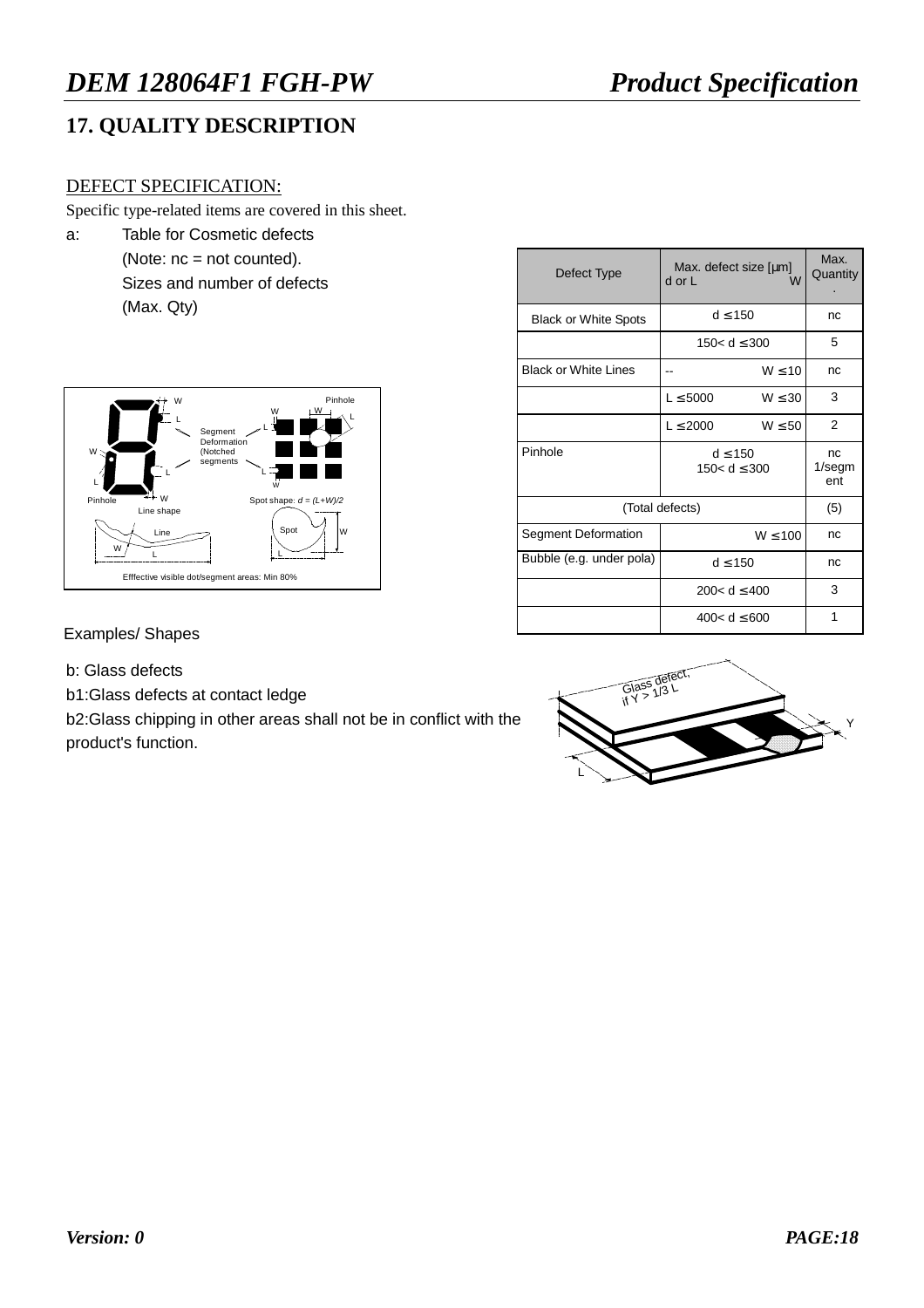## 17. QUALITY DESCRIPTION

DEFECT SPECIFICATION:

Specific type-related items are covered in this sheet.

a: Table for Cosmetic defects
(Note: nc = not counted).
Sizes and number of defects
(Max. Qty)

| Defect Type | Max. defect size [µm] d or L | W | Max. Quantity. |
|---|---|---|---|
| Black or White Spots | d ≤ 150 | | nc |
| | 150< d ≤ 300 | | 5 |
| Black or White Lines | -- | W ≤ 10 | nc |
| | L ≤ 5000 | W ≤ 30 | 3 |
| | L ≤ 2000 | W ≤ 50 | 2 |
| Pinhole | d ≤ 150<br>150< d ≤ 300 | | nc<br>1/segment |
| (Total defects) | | | (5) |
| Segment Deformation | | W ≤ 100 | nc |
| Bubble (e.g. under pola) | d ≤ 150 | | nc |
| | 200< d ≤ 400 | | 3 |
| | 400< d ≤ 600 | | 1 |

Spot shape: $d = (L+W)/2$

Efffective visible dot/segment areas: Min 80%

Examples/ Shapes

b: Glass defects

b1:Glass defects at contact ledge

b2:Glass chipping in other areas shall not be in conflict with the product's function.

Glass defect, if Y > 1/3 L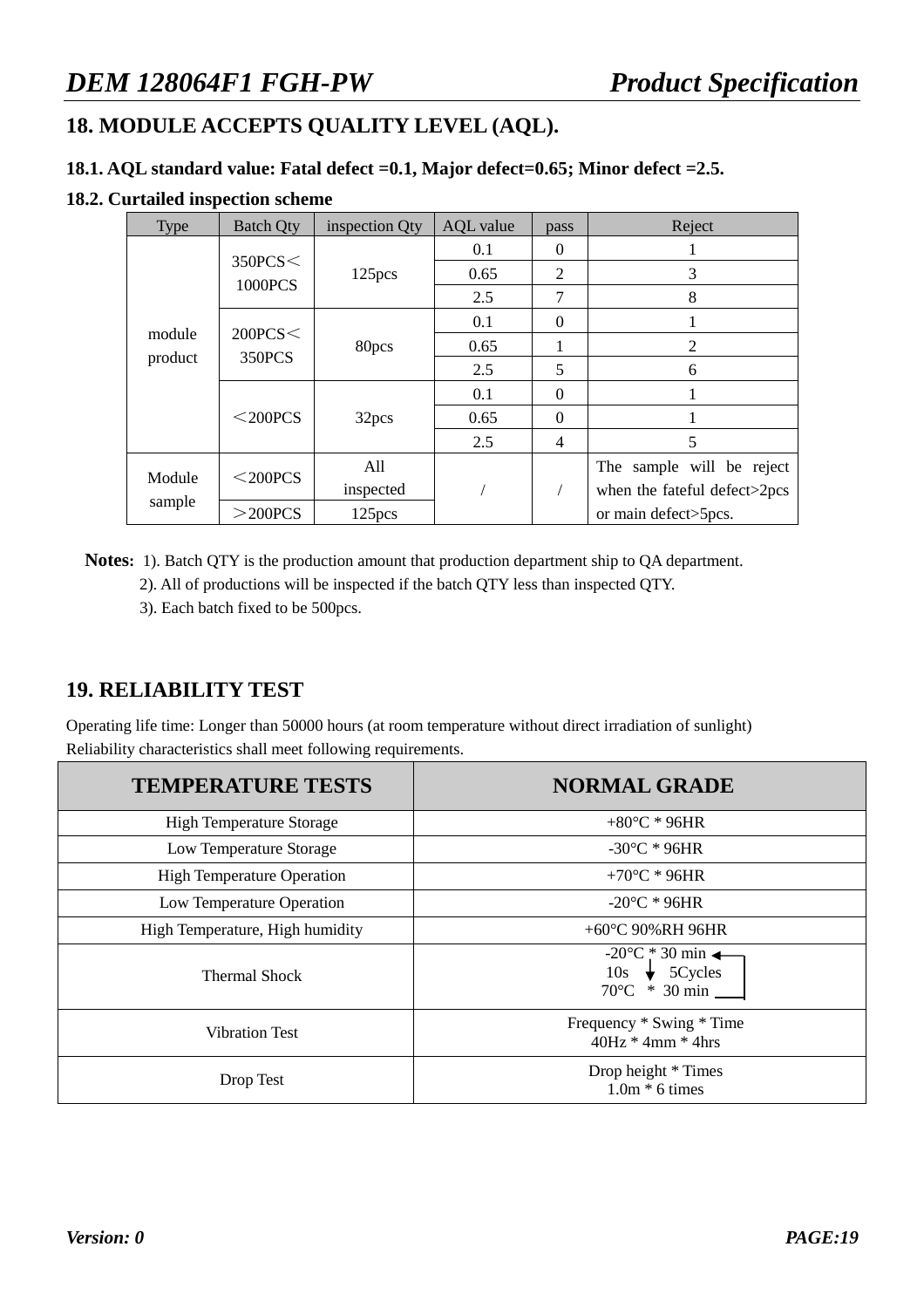## 18. MODULE ACCEPTS QUALITY LEVEL (AQL).

### 18.1. AQL standard value: Fatal defect =0.1, Major defect=0.65; Minor defect =2.5.

### 18.2. Curtailed inspection scheme

| Type | Batch Qty | inspection Qty | AQL value | pass | Reject |
|---|---|---|---|---|---|
| module product | 350PCS＜1000PCS | 125pcs | 0.1 | 0 | 1 |
| | | | 0.65 | 2 | 3 |
| | | | 2.5 | 7 | 8 |
| | 200PCS＜350PCS | 80pcs | 0.1 | 0 | 1 |
| | | | 0.65 | 1 | 2 |
| | | | 2.5 | 5 | 6 |
| | ＜200PCS | 32pcs | 0.1 | 0 | 1 |
| | | | 0.65 | 0 | 1 |
| | | | 2.5 | 4 | 5 |
| Module sample | ＜200PCS | All inspected | / | / | The sample will be reject when the fateful defect>2pcs or main defect>5pcs. |
| | ＞200PCS | 125pcs | | | |

**Notes:** 1). Batch QTY is the production amount that production department ship to QA department.
2). All of productions will be inspected if the batch QTY less than inspected QTY.
3). Each batch fixed to be 500pcs.

## 19. RELIABILITY TEST

Operating life time: Longer than 50000 hours (at room temperature without direct irradiation of sunlight)
Reliability characteristics shall meet following requirements.

| TEMPERATURE TESTS | NORMAL GRADE |
|---|---|
| High Temperature Storage | +80°C * 96HR |
| Low Temperature Storage | -30°C * 96HR |
| High Temperature Operation | +70°C * 96HR |
| Low Temperature Operation | -20°C * 96HR |
| High Temperature, High humidity | +60°C 90%RH 96HR |
| Thermal Shock | -20°C * 30 min ↓ 10s ↓ 70°C * 30 min (5Cycles) |
| Vibration Test | Frequency * Swing * Time<br>40Hz * 4mm * 4hrs |
| Drop Test | Drop height * Times<br>1.0m * 6 times |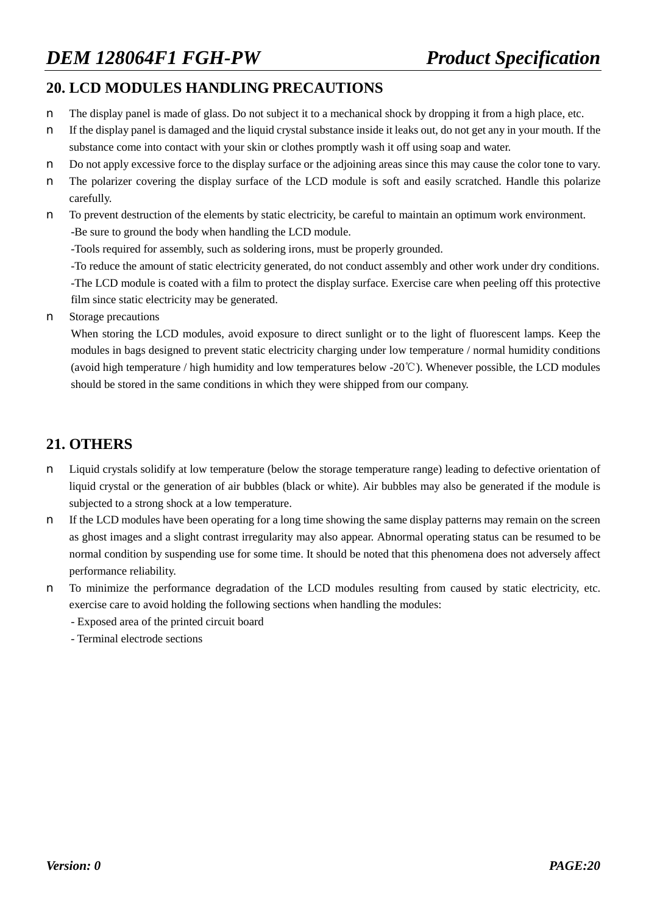## 20. LCD MODULES HANDLING PRECAUTIONS

- The display panel is made of glass. Do not subject it to a mechanical shock by dropping it from a high place, etc.
- If the display panel is damaged and the liquid crystal substance inside it leaks out, do not get any in your mouth. If the substance come into contact with your skin or clothes promptly wash it off using soap and water.
- Do not apply excessive force to the display surface or the adjoining areas since this may cause the color tone to vary.
- The polarizer covering the display surface of the LCD module is soft and easily scratched. Handle this polarize carefully.
- To prevent destruction of the elements by static electricity, be careful to maintain an optimum work environment.
  - -Be sure to ground the body when handling the LCD module.
  - -Tools required for assembly, such as soldering irons, must be properly grounded.
  - -To reduce the amount of static electricity generated, do not conduct assembly and other work under dry conditions.
  - -The LCD module is coated with a film to protect the display surface. Exercise care when peeling off this protective film since static electricity may be generated.
- Storage precautions

  When storing the LCD modules, avoid exposure to direct sunlight or to the light of fluorescent lamps. Keep the modules in bags designed to prevent static electricity charging under low temperature / normal humidity conditions (avoid high temperature / high humidity and low temperatures below -20℃). Whenever possible, the LCD modules should be stored in the same conditions in which they were shipped from our company.

## 21. OTHERS

- Liquid crystals solidify at low temperature (below the storage temperature range) leading to defective orientation of liquid crystal or the generation of air bubbles (black or white). Air bubbles may also be generated if the module is subjected to a strong shock at a low temperature.
- If the LCD modules have been operating for a long time showing the same display patterns may remain on the screen as ghost images and a slight contrast irregularity may also appear. Abnormal operating status can be resumed to be normal condition by suspending use for some time. It should be noted that this phenomena does not adversely affect performance reliability.
- To minimize the performance degradation of the LCD modules resulting from caused by static electricity, etc. exercise care to avoid holding the following sections when handling the modules:
  - - Exposed area of the printed circuit board
  - - Terminal electrode sections